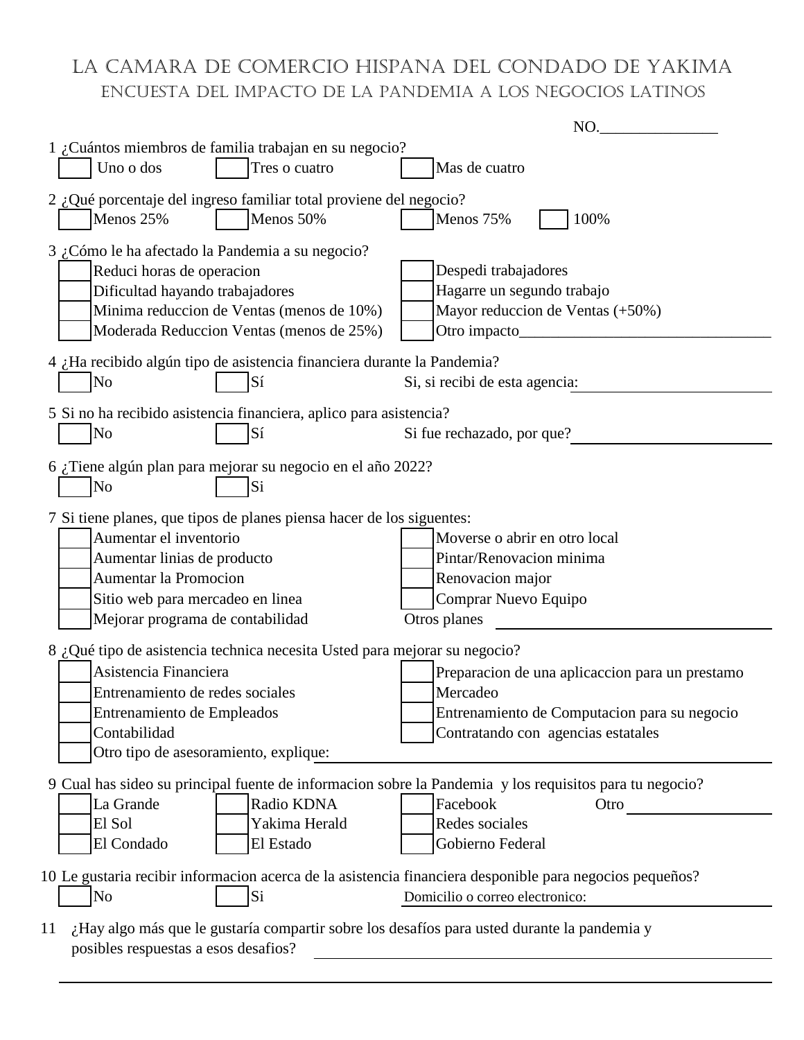# LA CAMARA DE COMERCIO HISPANA DEL CONDADO DE YAKIMA

## ENCUESTA DEL IMPACTO DE LA PANDEMIA A LOS NEGOCIOS LATINOS

NO.\_\_\_\_\_\_\_\_\_\_\_\_\_\_\_

1 ¿Cuántos miembros de familia trabajan en su negocio?

- [ ] Uno o dos
- [ ] Tres o cuatro
- [ ] Mas de cuatro

2 ¿Qué porcentaje del ingreso familiar total proviene del negocio?

- [ ] Menos 25%
- [ ] Menos 50%
- [ ] Menos 75%
- [ ] 100%

3 ¿Cómo le ha afectado la Pandemia a su negocio?

- [ ] Reduci horas de operacion
- [ ] Dificultad hayando trabajadores
- [ ] Minima reduccion de Ventas (menos de 10%)
- [ ] Moderada Reduccion Ventas (menos de 25%)
- [ ] Despedi trabajadores
- [ ] Hagarre un segundo trabajo
- [ ] Mayor reduccion de Ventas (+50%)
- [ ] Otro impacto\_\_\_\_\_\_\_\_\_\_\_\_\_\_\_\_\_\_\_\_\_\_\_\_\_\_\_\_\_\_\_\_

4 ¿Ha recibido algún tipo de asistencia financiera durante la Pandemia?

- [ ] No
- [ ] Sí

Si, si recibi de esta agencia:\_\_\_\_\_\_\_\_\_\_\_\_\_\_\_\_\_\_\_\_\_\_\_\_\_\_

5 Si no ha recibido asistencia financiera, aplico para asistencia?

- [ ] No
- [ ] Sí

Si fue rechazado, por que?\_\_\_\_\_\_\_\_\_\_\_\_\_\_\_\_\_\_\_\_\_\_\_\_\_\_

6 ¿Tiene algún plan para mejorar su negocio en el año 2022?

- [ ] No
- [ ] Si

7 Si tiene planes, que tipos de planes piensa hacer de los siguentes:

- [ ] Aumentar el inventorio
- [ ] Aumentar linias de producto
- [ ] Aumentar la Promocion
- [ ] Sitio web para mercadeo en linea
- [ ] Mejorar programa de contabilidad
- [ ] Moverse o abrir en otro local
- [ ] Pintar/Renovacion minima
- [ ] Renovacion major
- [ ] Comprar Nuevo Equipo

Otros planes \_\_\_\_\_\_\_\_\_\_\_\_\_\_\_\_\_\_\_\_\_\_\_\_\_\_\_\_\_\_\_\_\_\_\_\_

8 ¿Qué tipo de asistencia technica necesita Usted para mejorar su negocio?

- [ ] Asistencia Financiera
- [ ] Entrenamiento de redes sociales
- [ ] Entrenamiento de Empleados
- [ ] Contabilidad
- [ ] Otro tipo de asesoramiento, explique:\_\_\_\_\_\_\_\_\_\_\_\_\_\_\_\_\_\_\_\_\_\_\_\_\_\_\_\_\_\_\_\_\_\_\_\_\_\_\_\_\_\_\_\_\_\_\_\_\_\_\_\_
- [ ] Preparacion de una aplicaccion para un prestamo
- [ ] Mercadeo
- [ ] Entrenamiento de Computacion para su negocio
- [ ] Contratando con agencias estatales

9 Cual has sideo su principal fuente de informacion sobre la Pandemia y los requisitos para tu negocio?

- [ ] La Grande
- [ ] El Sol
- [ ] El Condado
- [ ] Radio KDNA
- [ ] Yakima Herald
- [ ] El Estado
- [ ] Facebook
- [ ] Redes sociales
- [ ] Gobierno Federal

Otro \_\_\_\_\_\_\_\_\_\_\_\_\_\_\_\_\_\_\_\_

10 Le gustaria recibir informacion acerca de la asistencia financiera desponible para negocios pequeños?

- [ ] No
- [ ] Si

Domicilio o correo electronico:\_\_\_\_\_\_\_\_\_\_\_\_\_\_\_\_\_\_\_\_\_\_\_\_\_\_\_\_\_\_\_\_\_\_\_\_

11 ¿Hay algo más que le gustaría compartir sobre los desafíos para usted durante la pandemia y posibles respuestas a esos desafios? \_\_\_\_\_\_\_\_\_\_\_\_\_\_\_\_\_\_\_\_\_\_\_\_\_\_\_\_\_\_\_\_\_\_\_\_\_\_\_\_\_\_\_\_\_\_\_\_\_\_\_\_\_\_\_\_\_\_\_\_\_\_\_\_\_\_\_\_

\_\_\_\_\_\_\_\_\_\_\_\_\_\_\_\_\_\_\_\_\_\_\_\_\_\_\_\_\_\_\_\_\_\_\_\_\_\_\_\_\_\_\_\_\_\_\_\_\_\_\_\_\_\_\_\_\_\_\_\_\_\_\_\_\_\_\_\_\_\_\_\_\_\_\_\_\_\_\_\_\_\_\_\_\_\_\_\_\_\_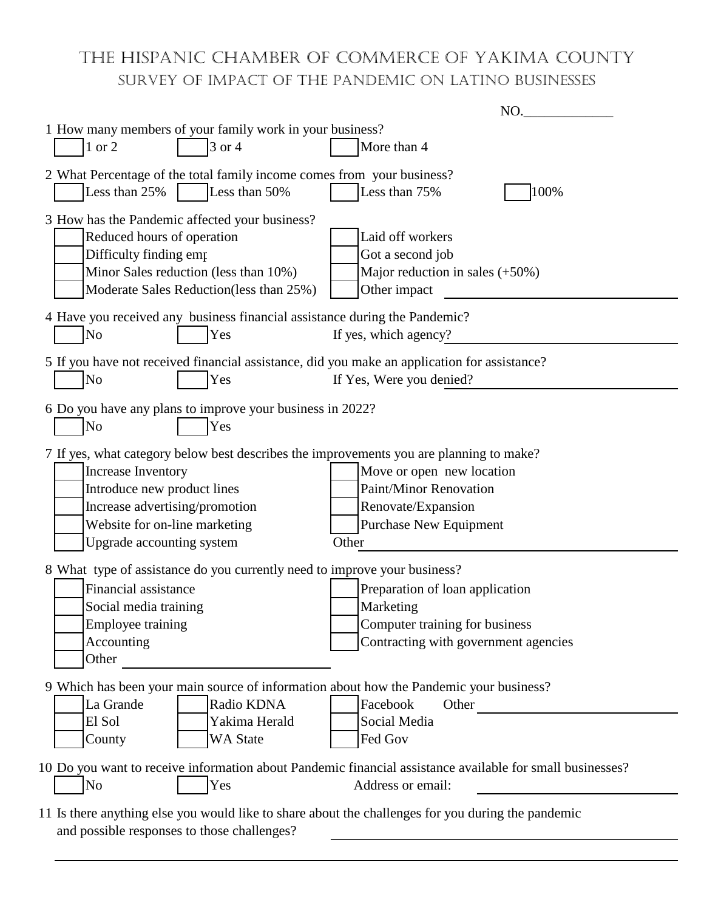# THE HISPANIC CHAMBER OF COMMERCE OF YAKIMA COUNTY

## SURVEY OF IMPACT OF THE PANDEMIC ON LATINO BUSINESSES

NO.\_\_\_\_\_\_\_\_\_\_\_\_\_

1 How many members of your family work in your business?

- [ ] 1 or 2
- [ ] 3 or 4
- [ ] More than 4

2 What Percentage of the total family income comes from your business?

- [ ] Less than 25%
- [ ] Less than 50%
- [ ] Less than 75%
- [ ] 100%

3 How has the Pandemic affected your business?

- [ ] Reduced hours of operation
- [ ] Difficulty finding emp
- [ ] Minor Sales reduction (less than 10%)
- [ ] Moderate Sales Reduction(less than 25%)
- [ ] Laid off workers
- [ ] Got a second job
- [ ] Major reduction in sales (+50%)
- [ ] Other impact \_\_\_\_\_\_\_\_\_\_\_\_\_\_\_\_\_\_\_\_\_\_\_\_\_\_\_\_\_\_

4 Have you received any business financial assistance during the Pandemic?

- [ ] No
- [ ] Yes

If yes, which agency?\_\_\_\_\_\_\_\_\_\_\_\_\_\_\_\_\_\_\_\_\_\_\_\_\_\_\_\_\_\_

5 If you have not received financial assistance, did you make an application for assistance?

- [ ] No
- [ ] Yes

If Yes, Were you denied?\_\_\_\_\_\_\_\_\_\_\_\_\_\_\_\_\_\_\_\_\_\_\_\_\_\_\_\_\_\_

6 Do you have any plans to improve your business in 2022?

- [ ] No
- [ ] Yes

7 If yes, what category below best describes the improvements you are planning to make?

- [ ] Increase Inventory
- [ ] Introduce new product lines
- [ ] Increase advertising/promotion
- [ ] Website for on-line marketing
- [ ] Upgrade accounting system
- [ ] Move or open new location
- [ ] Paint/Minor Renovation
- [ ] Renovate/Expansion
- [ ] Purchase New Equipment

Other\_\_\_\_\_\_\_\_\_\_\_\_\_\_\_\_\_\_\_\_\_\_\_\_\_\_\_\_\_\_

8 What type of assistance do you currently need to improve your business?

- [ ] Financial assistance
- [ ] Social media training
- [ ] Employee training
- [ ] Accounting
- [ ] Other \_\_\_\_\_\_\_\_\_\_\_\_\_\_\_\_\_\_\_\_\_\_\_\_\_\_\_\_\_\_
- [ ] Preparation of loan application
- [ ] Marketing
- [ ] Computer training for business
- [ ] Contracting with government agencies

9 Which has been your main source of information about how the Pandemic your business?

- [ ] La Grande
- [ ] El Sol
- [ ] County
- [ ] Radio KDNA
- [ ] Yakima Herald
- [ ] WA State
- [ ] Facebook
- [ ] Social Media
- [ ] Fed Gov

Other \_\_\_\_\_\_\_\_\_\_\_\_\_\_\_\_\_\_\_\_\_\_\_\_\_\_\_\_\_\_

10 Do you want to receive information about Pandemic financial assistance available for small businesses?

- [ ] No
- [ ] Yes

Address or email: \_\_\_\_\_\_\_\_\_\_\_\_\_\_\_\_\_\_\_\_\_\_\_\_\_\_\_\_\_\_

11 Is there anything else you would like to share about the challenges for you during the pandemic and possible responses to those challenges? \_\_\_\_\_\_\_\_\_\_\_\_\_\_\_\_\_\_\_\_\_\_\_\_\_\_\_\_\_\_

\_\_\_\_\_\_\_\_\_\_\_\_\_\_\_\_\_\_\_\_\_\_\_\_\_\_\_\_\_\_\_\_\_\_\_\_\_\_\_\_\_\_\_\_\_\_\_\_\_\_\_\_\_\_\_\_\_\_\_\_